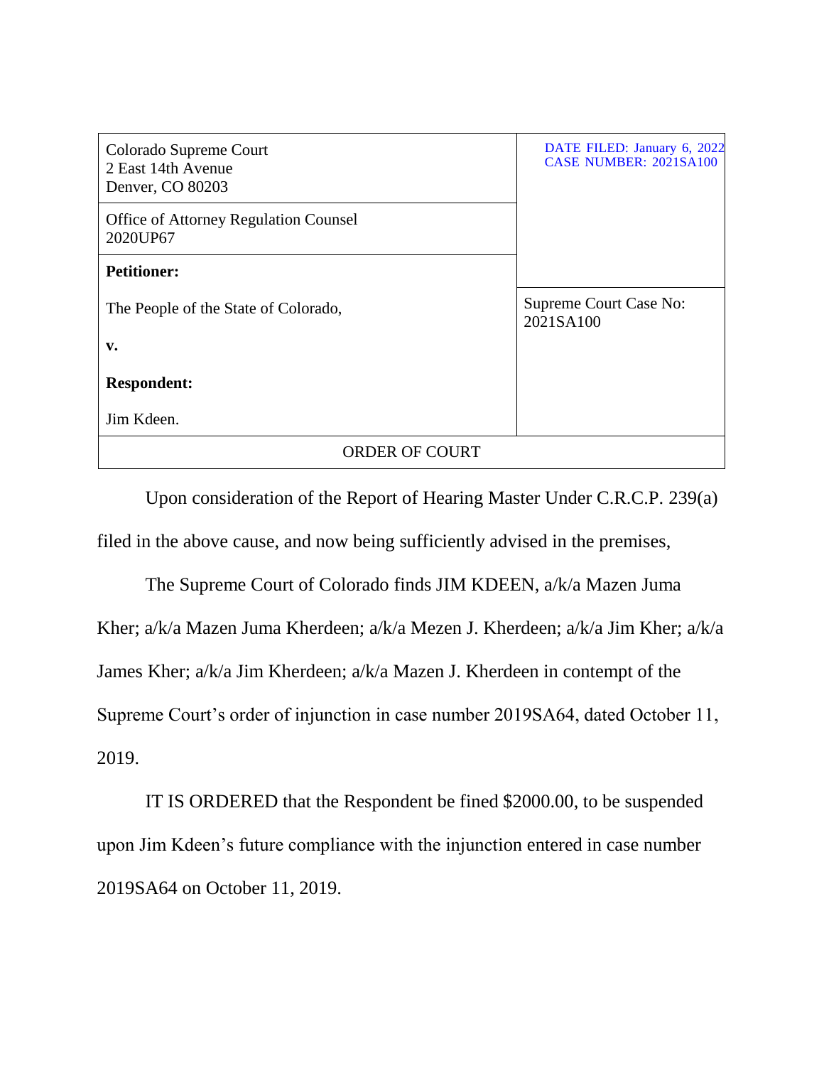| Colorado Supreme Court<br>2 East 14th Avenue<br>Denver, CO 80203 | DATE FILED: January 6, 2022<br>CASE NUMBER: 2021SA100 |
| --- | --- |
| Office of Attorney Regulation Counsel<br>2020UP67 | |
| **Petitioner:**<br><br>The People of the State of Colorado,<br><br>**v.**<br><br>**Respondent:**<br><br>Jim Kdeen. | Supreme Court Case No:<br>2021SA100 |
| ORDER OF COURT | |

Upon consideration of the Report of Hearing Master Under C.R.C.P. 239(a) filed in the above cause, and now being sufficiently advised in the premises,

The Supreme Court of Colorado finds JIM KDEEN, a/k/a Mazen Juma Kher; a/k/a Mazen Juma Kherdeen; a/k/a Mezen J. Kherdeen; a/k/a Jim Kher; a/k/a James Kher; a/k/a Jim Kherdeen; a/k/a Mazen J. Kherdeen in contempt of the Supreme Court's order of injunction in case number 2019SA64, dated October 11, 2019.

IT IS ORDERED that the Respondent be fined $2000.00, to be suspended upon Jim Kdeen's future compliance with the injunction entered in case number 2019SA64 on October 11, 2019.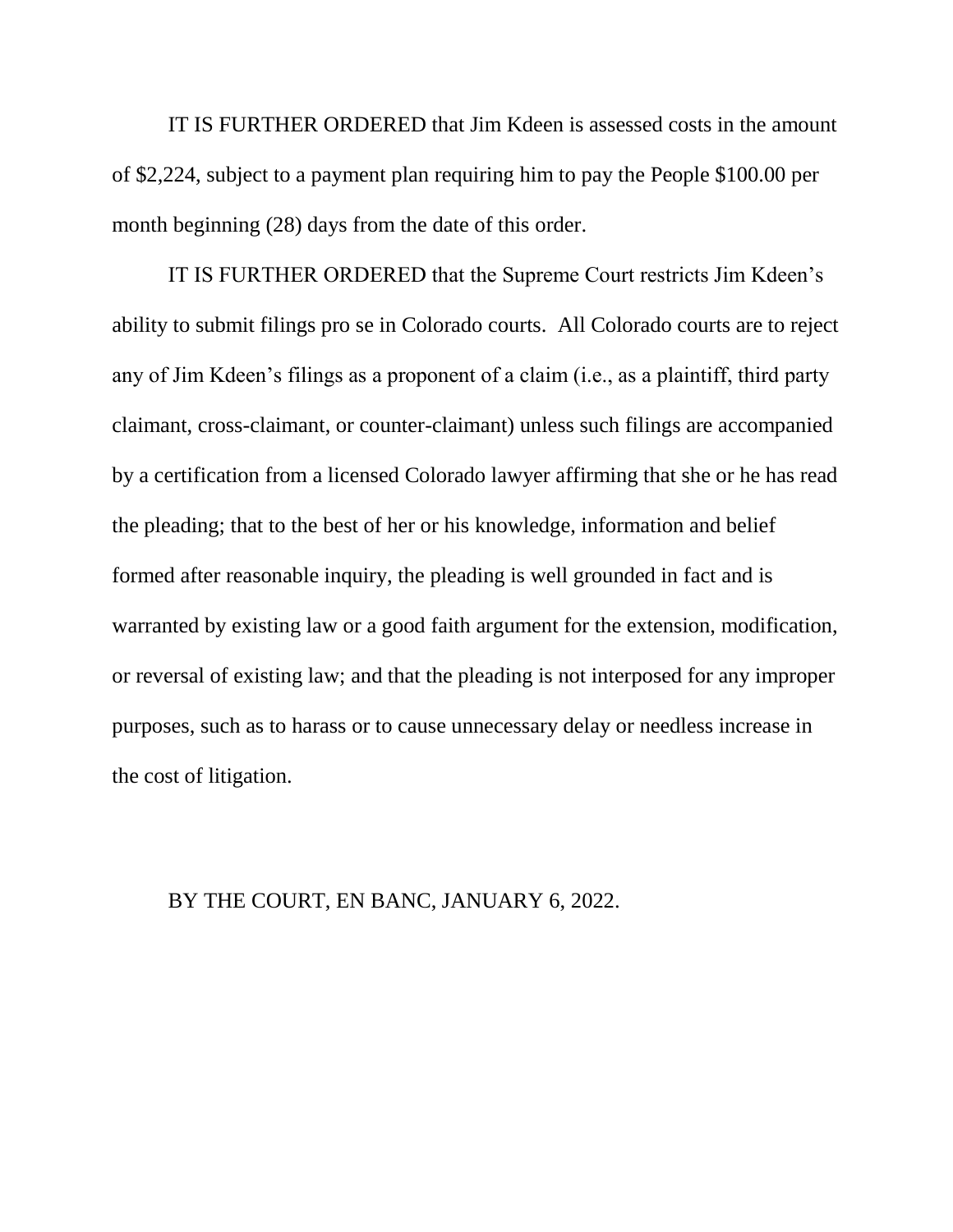IT IS FURTHER ORDERED that Jim Kdeen is assessed costs in the amount of $2,224, subject to a payment plan requiring him to pay the People $100.00 per month beginning (28) days from the date of this order.

IT IS FURTHER ORDERED that the Supreme Court restricts Jim Kdeen's ability to submit filings pro se in Colorado courts. All Colorado courts are to reject any of Jim Kdeen's filings as a proponent of a claim (i.e., as a plaintiff, third party claimant, cross-claimant, or counter-claimant) unless such filings are accompanied by a certification from a licensed Colorado lawyer affirming that she or he has read the pleading; that to the best of her or his knowledge, information and belief formed after reasonable inquiry, the pleading is well grounded in fact and is warranted by existing law or a good faith argument for the extension, modification, or reversal of existing law; and that the pleading is not interposed for any improper purposes, such as to harass or to cause unnecessary delay or needless increase in the cost of litigation.

BY THE COURT, EN BANC, JANUARY 6, 2022.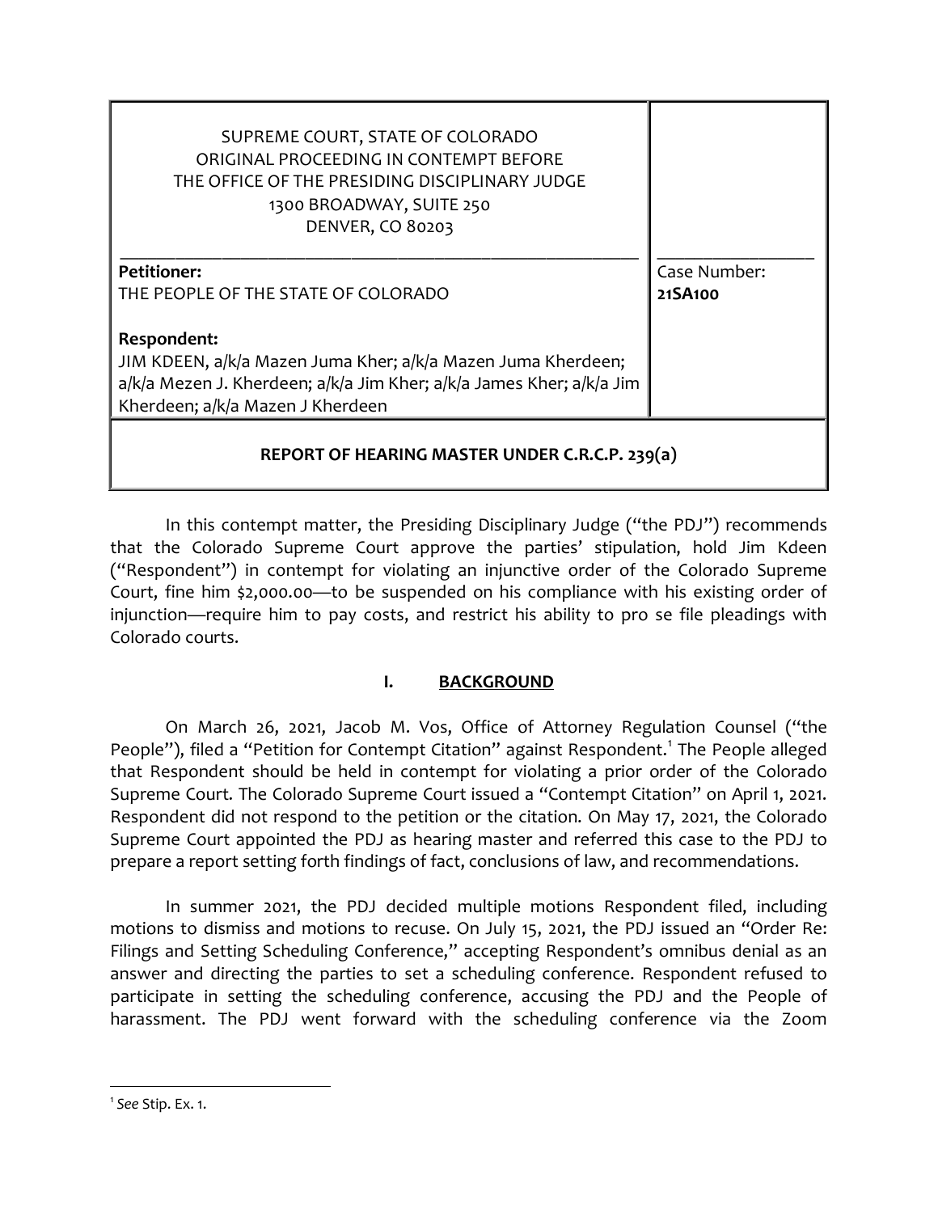| SUPREME COURT, STATE OF COLORADO<br>ORIGINAL PROCEEDING IN CONTEMPT BEFORE<br>THE OFFICE OF THE PRESIDING DISCIPLINARY JUDGE<br>1300 BROADWAY, SUITE 250<br>DENVER, CO 80203 | |
|---|---|
| **Petitioner:**<br>THE PEOPLE OF THE STATE OF COLORADO<br><br>**Respondent:**<br>JIM KDEEN, a/k/a Mazen Juma Kher; a/k/a Mazen Juma Kherdeen; a/k/a Mezen J. Kherdeen; a/k/a Jim Kher; a/k/a James Kher; a/k/a Jim Kherdeen; a/k/a Mazen J Kherdeen | Case Number:<br>**21SA100** |
| **REPORT OF HEARING MASTER UNDER C.R.C.P. 239(a)** | |

In this contempt matter, the Presiding Disciplinary Judge ("the PDJ") recommends that the Colorado Supreme Court approve the parties' stipulation, hold Jim Kdeen ("Respondent") in contempt for violating an injunctive order of the Colorado Supreme Court, fine him $2,000.00—to be suspended on his compliance with his existing order of injunction—require him to pay costs, and restrict his ability to pro se file pleadings with Colorado courts.

## I. BACKGROUND

On March 26, 2021, Jacob M. Vos, Office of Attorney Regulation Counsel ("the People"), filed a "Petition for Contempt Citation" against Respondent.[1] The People alleged that Respondent should be held in contempt for violating a prior order of the Colorado Supreme Court. The Colorado Supreme Court issued a "Contempt Citation" on April 1, 2021. Respondent did not respond to the petition or the citation. On May 17, 2021, the Colorado Supreme Court appointed the PDJ as hearing master and referred this case to the PDJ to prepare a report setting forth findings of fact, conclusions of law, and recommendations.

In summer 2021, the PDJ decided multiple motions Respondent filed, including motions to dismiss and motions to recuse. On July 15, 2021, the PDJ issued an "Order Re: Filings and Setting Scheduling Conference," accepting Respondent's omnibus denial as an answer and directing the parties to set a scheduling conference. Respondent refused to participate in setting the scheduling conference, accusing the PDJ and the People of harassment. The PDJ went forward with the scheduling conference via the Zoom

[1] *See* Stip. Ex. 1.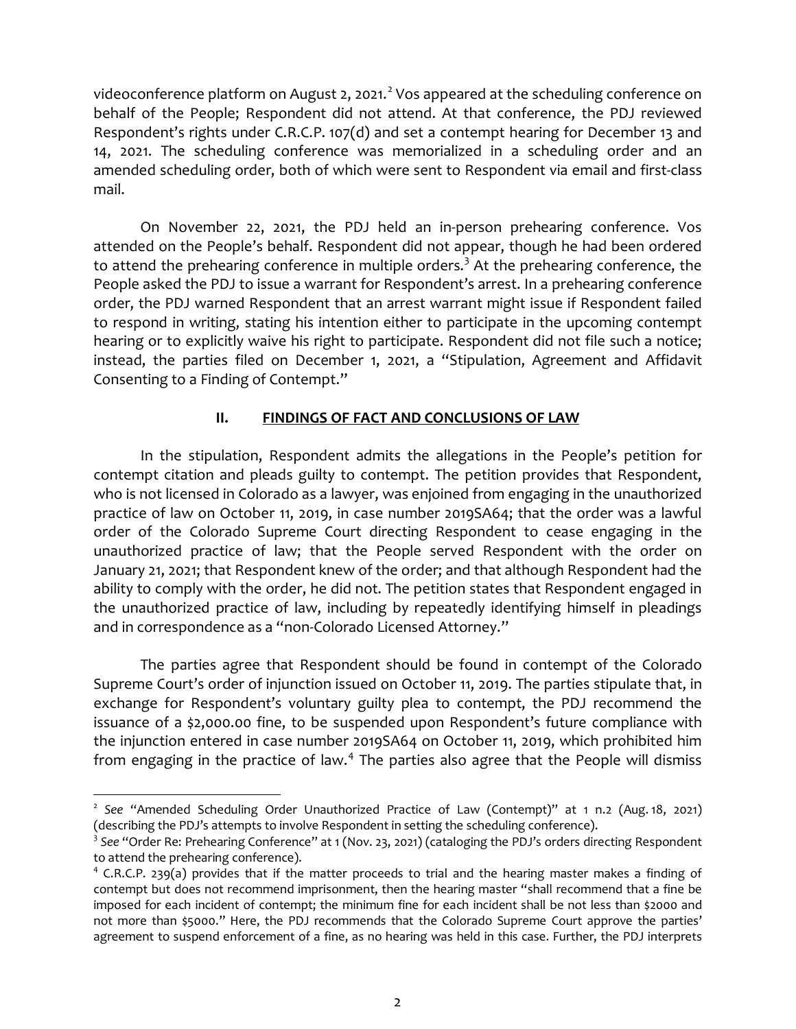videoconference platform on August 2, 2021.[2] Vos appeared at the scheduling conference on behalf of the People; Respondent did not attend. At that conference, the PDJ reviewed Respondent's rights under C.R.C.P. 107(d) and set a contempt hearing for December 13 and 14, 2021. The scheduling conference was memorialized in a scheduling order and an amended scheduling order, both of which were sent to Respondent via email and first-class mail.

On November 22, 2021, the PDJ held an in-person prehearing conference. Vos attended on the People's behalf. Respondent did not appear, though he had been ordered to attend the prehearing conference in multiple orders.[3] At the prehearing conference, the People asked the PDJ to issue a warrant for Respondent's arrest. In a prehearing conference order, the PDJ warned Respondent that an arrest warrant might issue if Respondent failed to respond in writing, stating his intention either to participate in the upcoming contempt hearing or to explicitly waive his right to participate. Respondent did not file such a notice; instead, the parties filed on December 1, 2021, a "Stipulation, Agreement and Affidavit Consenting to a Finding of Contempt."

## II. FINDINGS OF FACT AND CONCLUSIONS OF LAW

In the stipulation, Respondent admits the allegations in the People's petition for contempt citation and pleads guilty to contempt. The petition provides that Respondent, who is not licensed in Colorado as a lawyer, was enjoined from engaging in the unauthorized practice of law on October 11, 2019, in case number 2019SA64; that the order was a lawful order of the Colorado Supreme Court directing Respondent to cease engaging in the unauthorized practice of law; that the People served Respondent with the order on January 21, 2021; that Respondent knew of the order; and that although Respondent had the ability to comply with the order, he did not. The petition states that Respondent engaged in the unauthorized practice of law, including by repeatedly identifying himself in pleadings and in correspondence as a "non-Colorado Licensed Attorney."

The parties agree that Respondent should be found in contempt of the Colorado Supreme Court's order of injunction issued on October 11, 2019. The parties stipulate that, in exchange for Respondent's voluntary guilty plea to contempt, the PDJ recommend the issuance of a $2,000.00 fine, to be suspended upon Respondent's future compliance with the injunction entered in case number 2019SA64 on October 11, 2019, which prohibited him from engaging in the practice of law.[4] The parties also agree that the People will dismiss

---

[2] *See* "Amended Scheduling Order Unauthorized Practice of Law (Contempt)" at 1 n.2 (Aug. 18, 2021) (describing the PDJ's attempts to involve Respondent in setting the scheduling conference).

[3] *See* "Order Re: Prehearing Conference" at 1 (Nov. 23, 2021) (cataloging the PDJ's orders directing Respondent to attend the prehearing conference).

[4] C.R.C.P. 239(a) provides that if the matter proceeds to trial and the hearing master makes a finding of contempt but does not recommend imprisonment, then the hearing master "shall recommend that a fine be imposed for each incident of contempt; the minimum fine for each incident shall be not less than $2000 and not more than $5000." Here, the PDJ recommends that the Colorado Supreme Court approve the parties' agreement to suspend enforcement of a fine, as no hearing was held in this case. Further, the PDJ interprets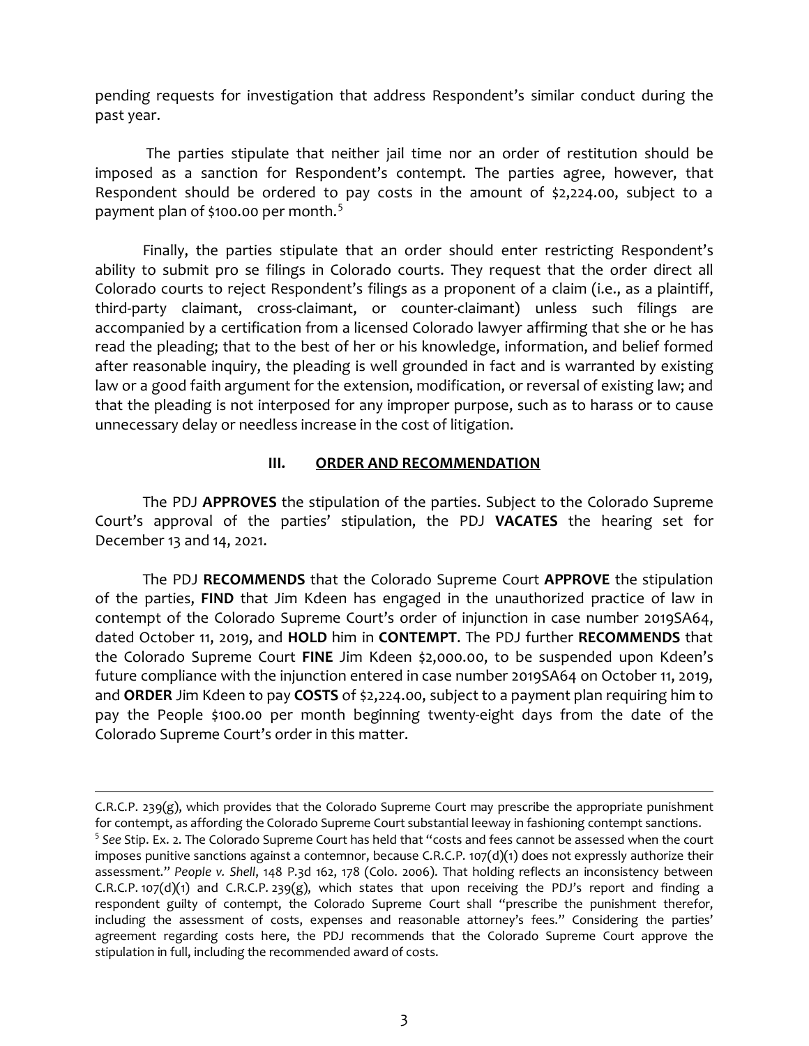pending requests for investigation that address Respondent's similar conduct during the past year.

The parties stipulate that neither jail time nor an order of restitution should be imposed as a sanction for Respondent's contempt. The parties agree, however, that Respondent should be ordered to pay costs in the amount of $2,224.00, subject to a payment plan of $100.00 per month.[5]

Finally, the parties stipulate that an order should enter restricting Respondent's ability to submit pro se filings in Colorado courts. They request that the order direct all Colorado courts to reject Respondent's filings as a proponent of a claim (i.e., as a plaintiff, third-party claimant, cross-claimant, or counter-claimant) unless such filings are accompanied by a certification from a licensed Colorado lawyer affirming that she or he has read the pleading; that to the best of her or his knowledge, information, and belief formed after reasonable inquiry, the pleading is well grounded in fact and is warranted by existing law or a good faith argument for the extension, modification, or reversal of existing law; and that the pleading is not interposed for any improper purpose, such as to harass or to cause unnecessary delay or needless increase in the cost of litigation.

## III. ORDER AND RECOMMENDATION

The PDJ **APPROVES** the stipulation of the parties. Subject to the Colorado Supreme Court's approval of the parties' stipulation, the PDJ **VACATES** the hearing set for December 13 and 14, 2021.

The PDJ **RECOMMENDS** that the Colorado Supreme Court **APPROVE** the stipulation of the parties, **FIND** that Jim Kdeen has engaged in the unauthorized practice of law in contempt of the Colorado Supreme Court's order of injunction in case number 2019SA64, dated October 11, 2019, and **HOLD** him in **CONTEMPT**. The PDJ further **RECOMMENDS** that the Colorado Supreme Court **FINE** Jim Kdeen $2,000.00, to be suspended upon Kdeen's future compliance with the injunction entered in case number 2019SA64 on October 11, 2019, and **ORDER** Jim Kdeen to pay **COSTS** of $2,224.00, subject to a payment plan requiring him to pay the People $100.00 per month beginning twenty-eight days from the date of the Colorado Supreme Court's order in this matter.

---

C.R.C.P. 239(g), which provides that the Colorado Supreme Court may prescribe the appropriate punishment for contempt, as affording the Colorado Supreme Court substantial leeway in fashioning contempt sanctions.

[5] *See* Stip. Ex. 2. The Colorado Supreme Court has held that "costs and fees cannot be assessed when the court imposes punitive sanctions against a contemnor, because C.R.C.P. 107(d)(1) does not expressly authorize their assessment." *People v. Shell*, 148 P.3d 162, 178 (Colo. 2006). That holding reflects an inconsistency between C.R.C.P. 107(d)(1) and C.R.C.P. 239(g), which states that upon receiving the PDJ's report and finding a respondent guilty of contempt, the Colorado Supreme Court shall "prescribe the punishment therefor, including the assessment of costs, expenses and reasonable attorney's fees." Considering the parties' agreement regarding costs here, the PDJ recommends that the Colorado Supreme Court approve the stipulation in full, including the recommended award of costs.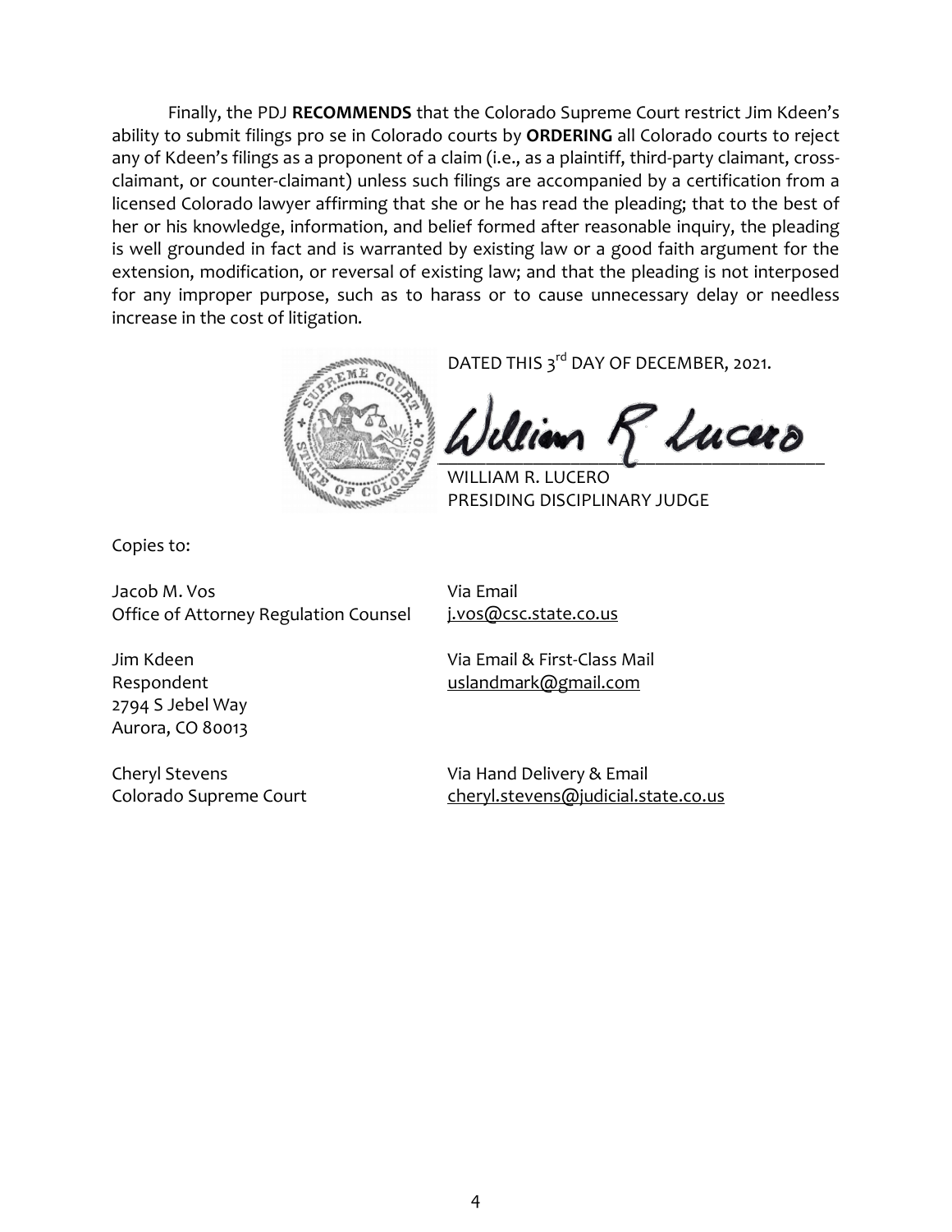Finally, the PDJ **RECOMMENDS** that the Colorado Supreme Court restrict Jim Kdeen's ability to submit filings pro se in Colorado courts by **ORDERING** all Colorado courts to reject any of Kdeen's filings as a proponent of a claim (i.e., as a plaintiff, third-party claimant, cross-claimant, or counter-claimant) unless such filings are accompanied by a certification from a licensed Colorado lawyer affirming that she or he has read the pleading; that to the best of her or his knowledge, information, and belief formed after reasonable inquiry, the pleading is well grounded in fact and is warranted by existing law or a good faith argument for the extension, modification, or reversal of existing law; and that the pleading is not interposed for any improper purpose, such as to harass or to cause unnecessary delay or needless increase in the cost of litigation.

DATED THIS 3rd DAY OF DECEMBER, 2021.

William R Lucero

WILLIAM R. LUCERO
PRESIDING DISCIPLINARY JUDGE

Copies to:

Jacob M. Vos
Office of Attorney Regulation Counsel
Via Email
j.vos@csc.state.co.us

Jim Kdeen
Respondent
2794 S Jebel Way
Aurora, CO 80013
Via Email & First-Class Mail
uslandmark@gmail.com

Cheryl Stevens
Colorado Supreme Court
Via Hand Delivery & Email
cheryl.stevens@judicial.state.co.us